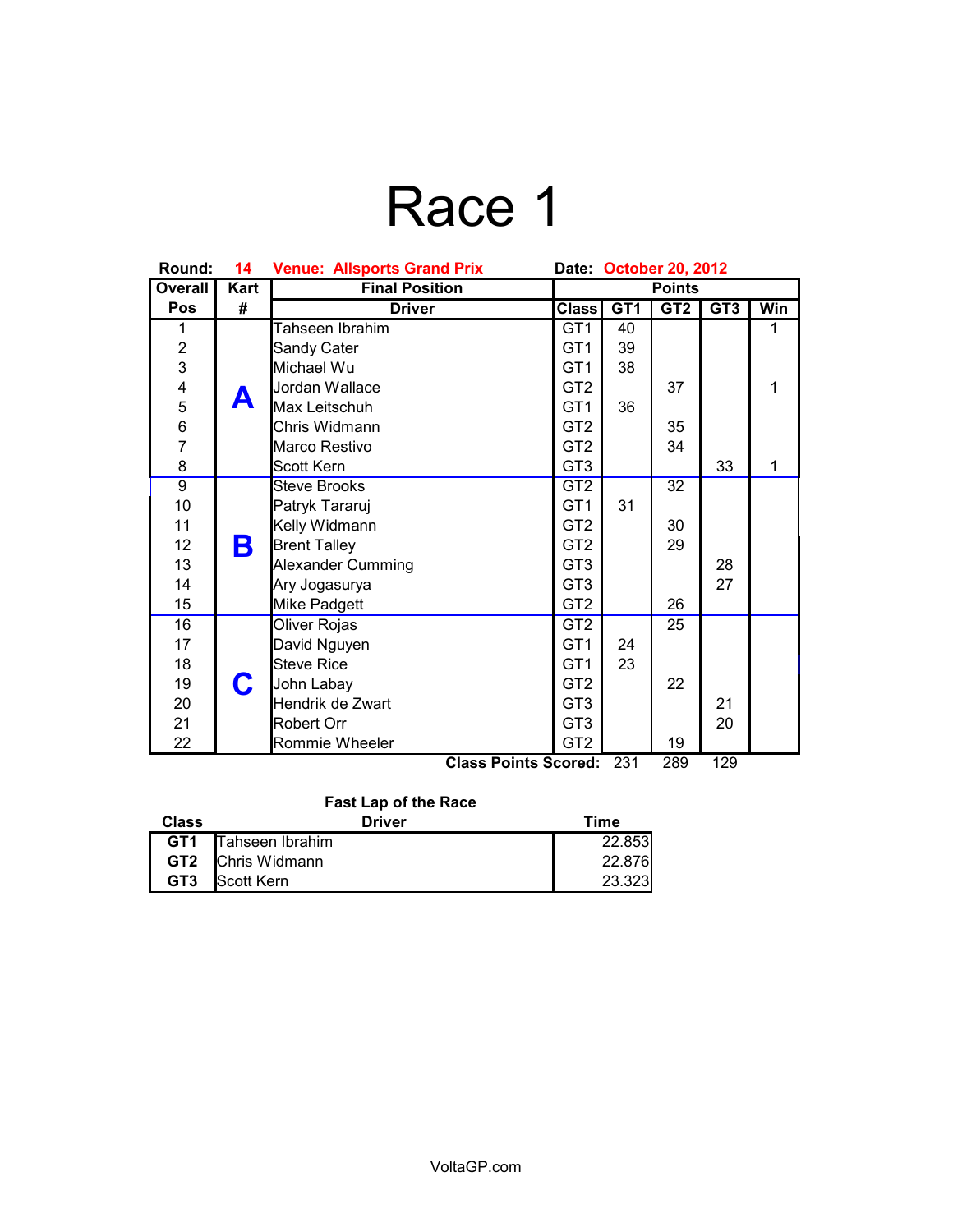# Race 1

**Round:** 14 **Venue:** Allsports Grand Prix **Date:** October 20, 2012

| Overall Pos | Kart # | Final Position Driver | Class | Points GT1 | GT2 | GT3 | Win |
|---|---|---|---|---|---|---|---|
| 1 | A | Tahseen Ibrahim | GT1 | 40 | | | 1 |
| 2 | | Sandy Cater | GT1 | 39 | | | |
| 3 | | Michael Wu | GT1 | 38 | | | |
| 4 | | Jordan Wallace | GT2 | | 37 | | 1 |
| 5 | | Max Leitschuh | GT1 | 36 | | | |
| 6 | | Chris Widmann | GT2 | | 35 | | |
| 7 | | Marco Restivo | GT2 | | 34 | | |
| 8 | | Scott Kern | GT3 | | | 33 | 1 |
| 9 | B | Steve Brooks | GT2 | | 32 | | |
| 10 | | Patryk Tararuj | GT1 | 31 | | | |
| 11 | | Kelly Widmann | GT2 | | 30 | | |
| 12 | | Brent Talley | GT2 | | 29 | | |
| 13 | | Alexander Cumming | GT3 | | | 28 | |
| 14 | | Ary Jogasurya | GT3 | | | 27 | |
| 15 | | Mike Padgett | GT2 | | 26 | | |
| 16 | C | Oliver Rojas | GT2 | | 25 | | |
| 17 | | David Nguyen | GT1 | 24 | | | |
| 18 | | Steve Rice | GT1 | 23 | | | |
| 19 | | John Labay | GT2 | | 22 | | |
| 20 | | Hendrik de Zwart | GT3 | | | 21 | |
| 21 | | Robert Orr | GT3 | | | 20 | |
| 22 | | Rommie Wheeler | GT2 | | 19 | | |
| | | | **Class Points Scored:** | 231 | 289 | 129 | |

**Fast Lap of the Race**

| Class | Driver | Time |
|---|---|---|
| GT1 | Tahseen Ibrahim | 22.853 |
| GT2 | Chris Widmann | 22.876 |
| GT3 | Scott Kern | 23.323 |

VoltaGP.com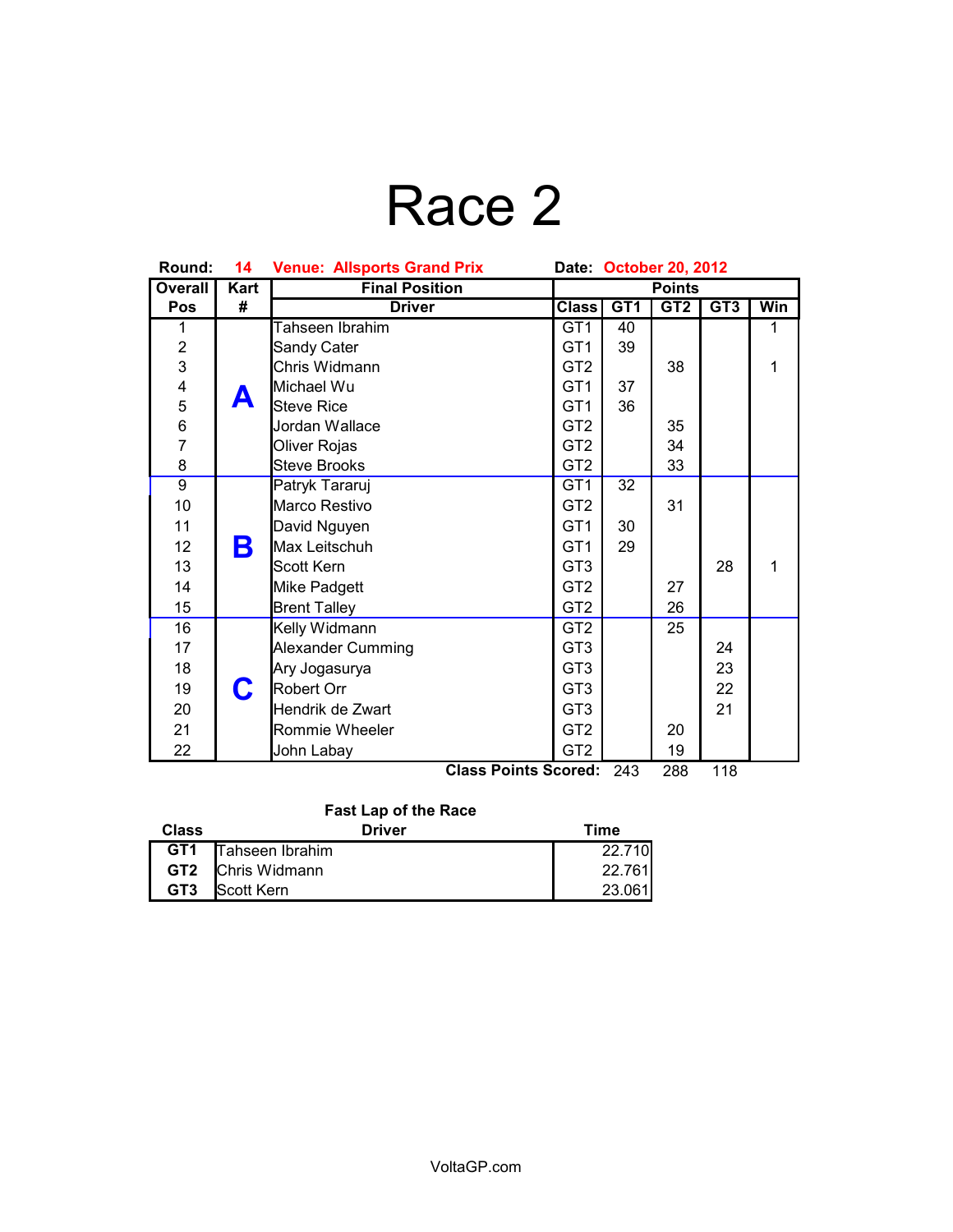# Race 2

**Round:** 14 **Venue: Allsports Grand Prix** **Date:** October 20, 2012

| Overall Pos | Kart # | Final Position Driver | Class | Points GT1 | GT2 | GT3 | Win |
|---|---|---|---|---|---|---|---|
| 1 | A | Tahseen Ibrahim | GT1 | 40 | | | 1 |
| 2 | | Sandy Cater | GT1 | 39 | | | |
| 3 | | Chris Widmann | GT2 | | 38 | | 1 |
| 4 | | Michael Wu | GT1 | 37 | | | |
| 5 | | Steve Rice | GT1 | 36 | | | |
| 6 | | Jordan Wallace | GT2 | | 35 | | |
| 7 | | Oliver Rojas | GT2 | | 34 | | |
| 8 | | Steve Brooks | GT2 | | 33 | | |
| 9 | B | Patryk Tararuj | GT1 | 32 | | | |
| 10 | | Marco Restivo | GT2 | | 31 | | |
| 11 | | David Nguyen | GT1 | 30 | | | |
| 12 | | Max Leitschuh | GT1 | 29 | | | |
| 13 | | Scott Kern | GT3 | | | 28 | 1 |
| 14 | | Mike Padgett | GT2 | | 27 | | |
| 15 | | Brent Talley | GT2 | | 26 | | |
| 16 | C | Kelly Widmann | GT2 | | 25 | | |
| 17 | | Alexander Cumming | GT3 | | | 24 | |
| 18 | | Ary Jogasurya | GT3 | | | 23 | |
| 19 | | Robert Orr | GT3 | | | 22 | |
| 20 | | Hendrik de Zwart | GT3 | | | 21 | |
| 21 | | Rommie Wheeler | GT2 | | 20 | | |
| 22 | | John Labay | GT2 | | 19 | | |
| | | | **Class Points Scored:** | 243 | 288 | 118 | |

**Fast Lap of the Race**

| Class | Driver | Time |
|---|---|---|
| **GT1** | Tahseen Ibrahim | 22.710 |
| **GT2** | Chris Widmann | 22.761 |
| **GT3** | Scott Kern | 23.061 |

VoltaGP.com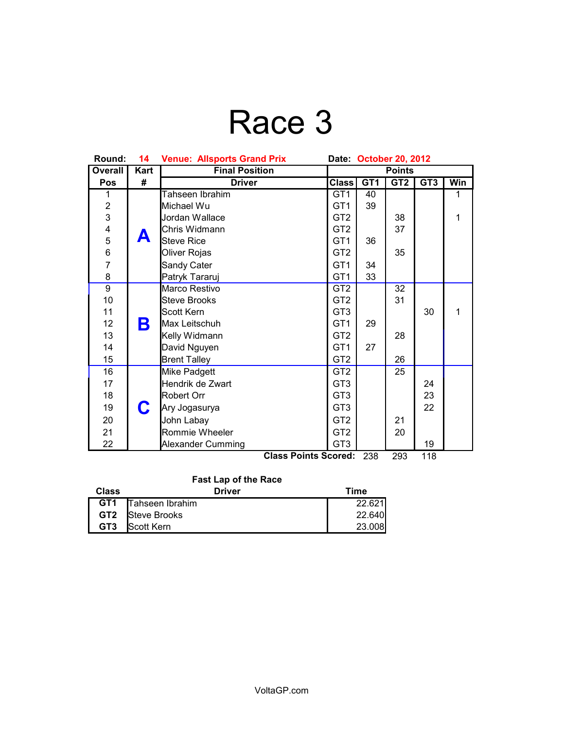# Race 3

**Round:** 14 **Venue: Allsports Grand Prix** **Date:** October 20, 2012

| Overall Pos | Kart # | Final Position Driver | Class | GT1 | GT2 | GT3 | Win |
|---|---|---|---|---|---|---|---|
| 1 | A | Tahseen Ibrahim | GT1 | 40 | | | 1 |
| 2 | | Michael Wu | GT1 | 39 | | | |
| 3 | | Jordan Wallace | GT2 | | 38 | | 1 |
| 4 | | Chris Widmann | GT2 | | 37 | | |
| 5 | | Steve Rice | GT1 | 36 | | | |
| 6 | | Oliver Rojas | GT2 | | 35 | | |
| 7 | | Sandy Cater | GT1 | 34 | | | |
| 8 | | Patryk Tararuj | GT1 | 33 | | | |
| 9 | B | Marco Restivo | GT2 | | 32 | | |
| 10 | | Steve Brooks | GT2 | | 31 | | |
| 11 | | Scott Kern | GT3 | | | 30 | 1 |
| 12 | | Max Leitschuh | GT1 | 29 | | | |
| 13 | | Kelly Widmann | GT2 | | 28 | | |
| 14 | | David Nguyen | GT1 | 27 | | | |
| 15 | | Brent Talley | GT2 | | 26 | | |
| 16 | C | Mike Padgett | GT2 | | 25 | | |
| 17 | | Hendrik de Zwart | GT3 | | | 24 | |
| 18 | | Robert Orr | GT3 | | | 23 | |
| 19 | | Ary Jogasurya | GT3 | | | 22 | |
| 20 | | John Labay | GT2 | | 21 | | |
| 21 | | Rommie Wheeler | GT2 | | 20 | | |
| 22 | | Alexander Cumming | GT3 | | | 19 | |
| | | | **Class Points Scored:** | 238 | 293 | 118 | |

**Fast Lap of the Race**

| Class | Driver | Time |
|---|---|---|
| **GT1** | Tahseen Ibrahim | 22.621 |
| **GT2** | Steve Brooks | 22.640 |
| **GT3** | Scott Kern | 23.008 |

VoltaGP.com